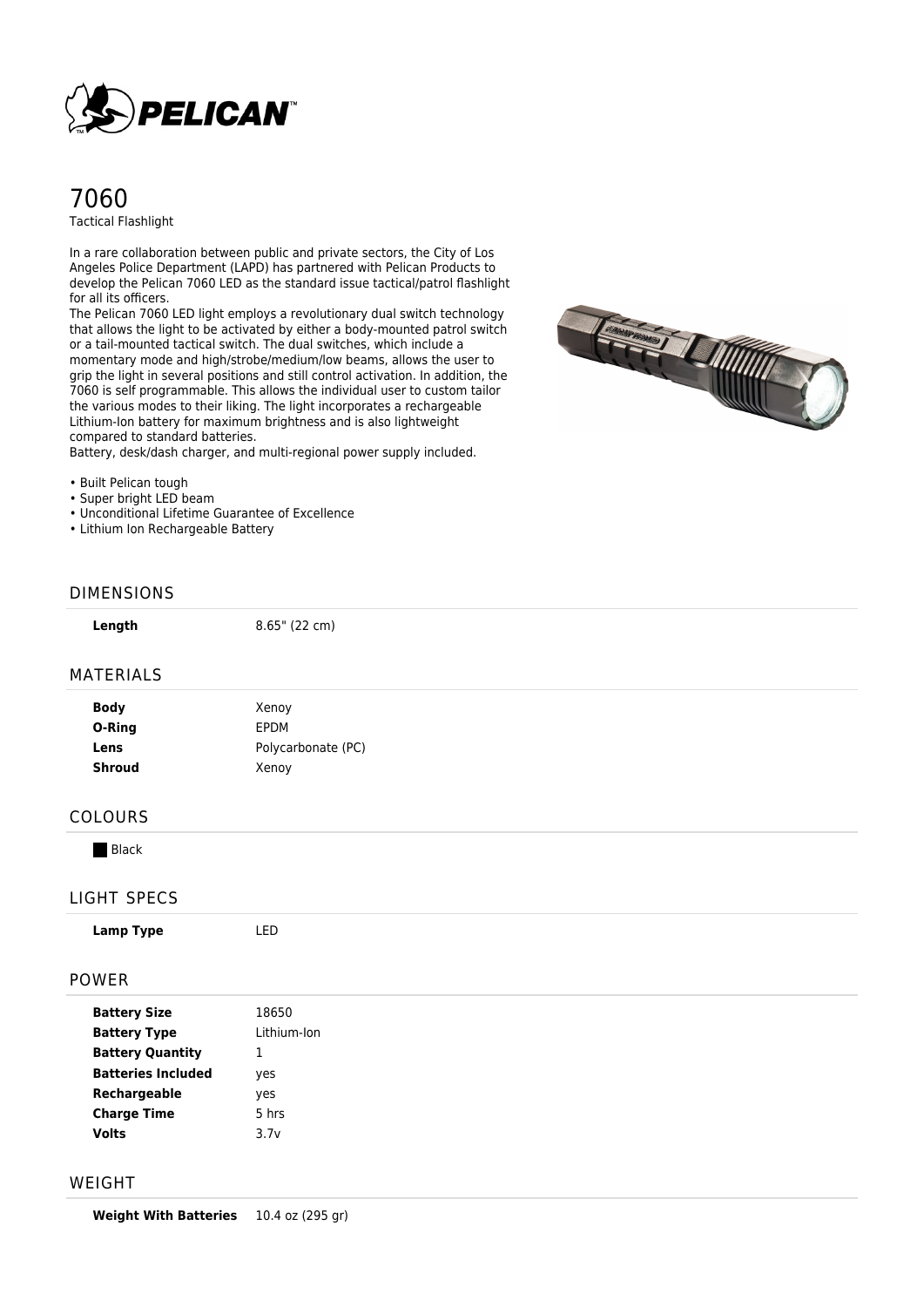# 7060

Tactical Flashlight

In a rare collaboration between public and private sectors, the City of Los Angeles Police Department (LAPD) has partnered with Pelican Products to develop the Pelican 7060 LED as the standard issue tactical/patrol flashlight for all its officers.
The Pelican 7060 LED light employs a revolutionary dual switch technology that allows the light to be activated by either a body-mounted patrol switch or a tail-mounted tactical switch. The dual switches, which include a momentary mode and high/strobe/medium/low beams, allows the user to grip the light in several positions and still control activation. In addition, the 7060 is self programmable. This allows the individual user to custom tailor the various modes to their liking. The light incorporates a rechargeable Lithium-Ion battery for maximum brightness and is also lightweight compared to standard batteries.
Battery, desk/dash charger, and multi-regional power supply included.

- Built Pelican tough
- Super bright LED beam
- Unconditional Lifetime Guarantee of Excellence
- Lithium Ion Rechargeable Battery

## DIMENSIONS

| | |
|---|---|
| **Length** | 8.65" (22 cm) |

## MATERIALS

| | |
|---|---|
| **Body** | Xenoy |
| **O-Ring** | EPDM |
| **Lens** | Polycarbonate (PC) |
| **Shroud** | Xenoy |

## COLOURS

Black

## LIGHT SPECS

| | |
|---|---|
| **Lamp Type** | LED |

## POWER

| | |
|---|---|
| **Battery Size** | 18650 |
| **Battery Type** | Lithium-Ion |
| **Battery Quantity** | 1 |
| **Batteries Included** | yes |
| **Rechargeable** | yes |
| **Charge Time** | 5 hrs |
| **Volts** | 3.7v |

## WEIGHT

| | |
|---|---|
| **Weight With Batteries** | 10.4 oz (295 gr) |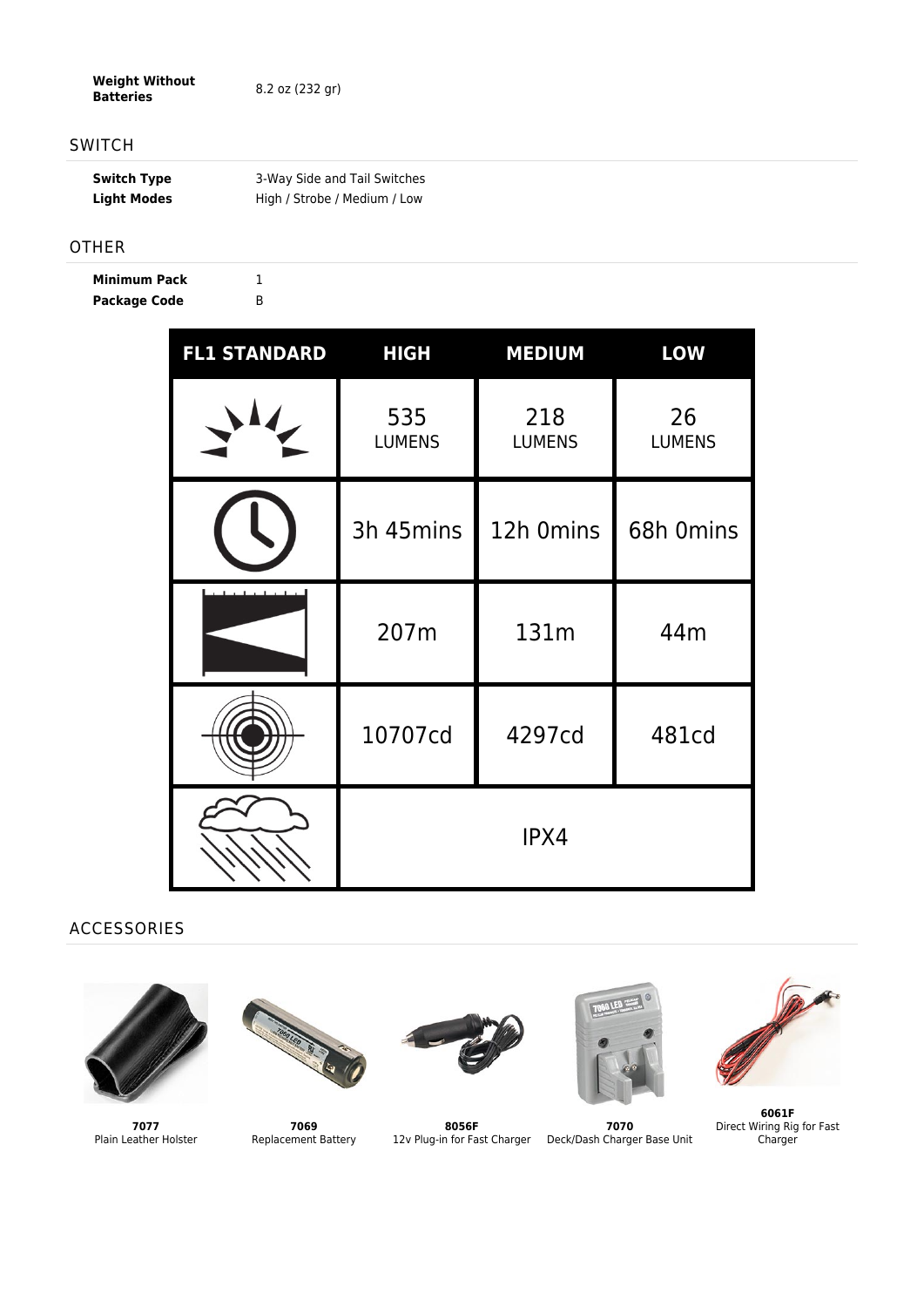| | |
|---|---|
| **Weight Without Batteries** | 8.2 oz (232 gr) |

## SWITCH

| | |
|---|---|
| **Switch Type** | 3-Way Side and Tail Switches |
| **Light Modes** | High / Strobe / Medium / Low |

## OTHER

| | |
|---|---|
| **Minimum Pack** | 1 |
| **Package Code** | B |

| FL1 STANDARD | HIGH | MEDIUM | LOW |
|---|---|---|---|
| | 535 LUMENS | 218 LUMENS | 26 LUMENS |
| | 3h 45mins | 12h 0mins | 68h 0mins |
| | 207m | 131m | 44m |
| | 10707cd | 4297cd | 481cd |
| | IPX4 | | |

## ACCESSORIES

**7077**
Plain Leather Holster

**7069**
Replacement Battery

**8056F**
12v Plug-in for Fast Charger

**7070**
Deck/Dash Charger Base Unit

**6061F**
Direct Wiring Rig for Fast Charger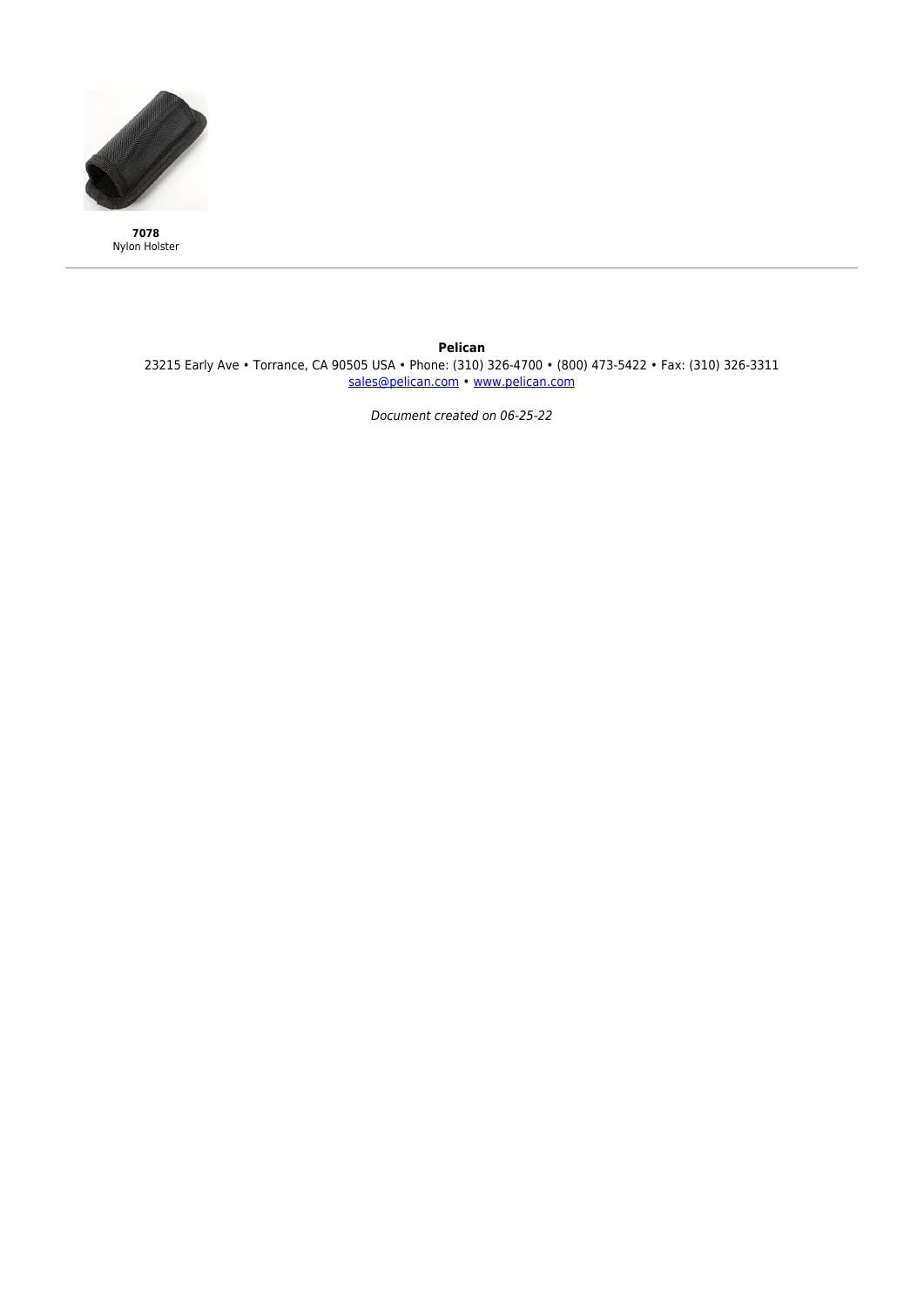**7078**
Nylon Holster

---

**Pelican**
23215 Early Ave • Torrance, CA 90505 USA • Phone: (310) 326-4700 • (800) 473-5422 • Fax: (310) 326-3311
sales@pelican.com • www.pelican.com

*Document created on 06-25-22*